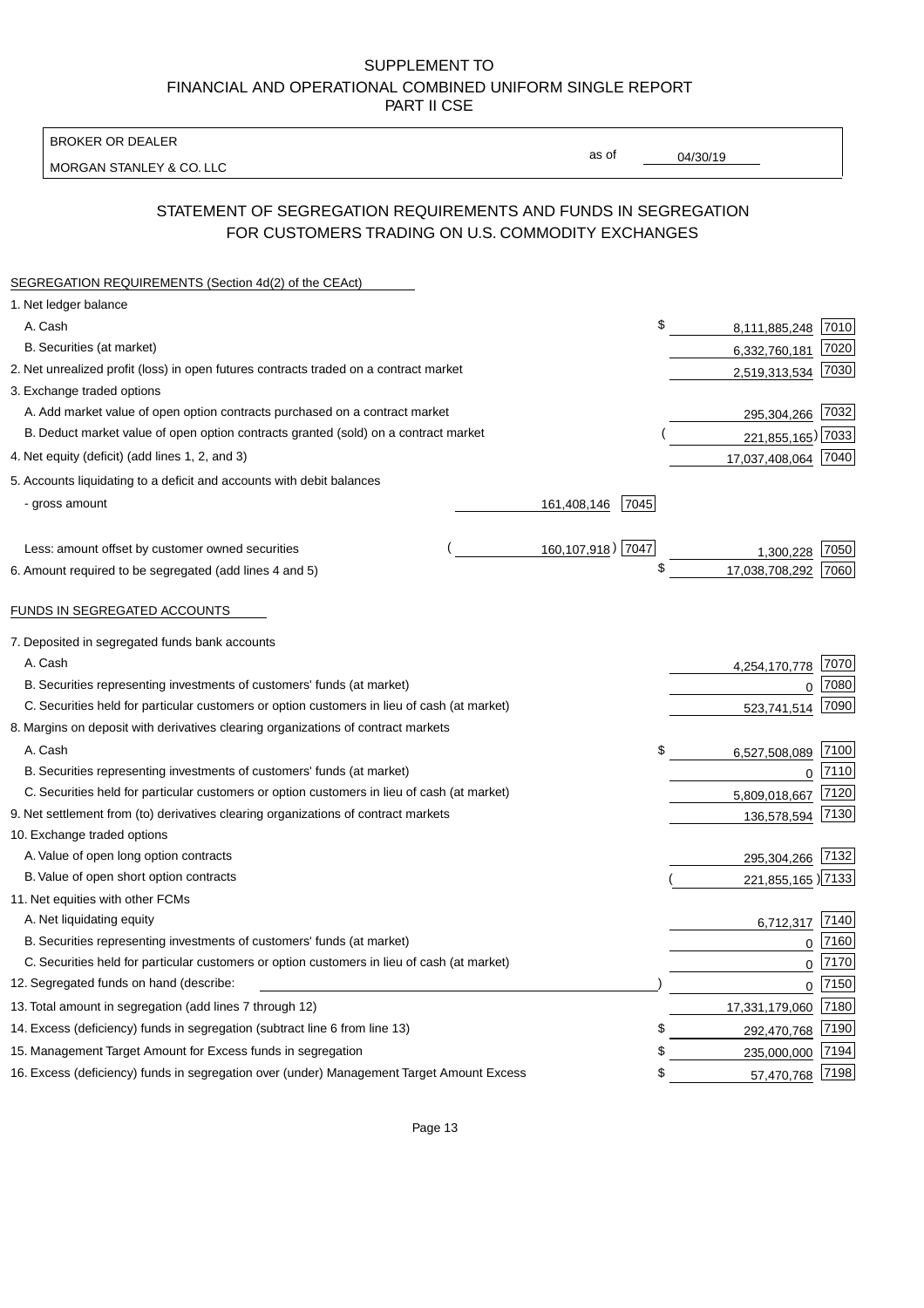SUPPLEMENT TO
FINANCIAL AND OPERATIONAL COMBINED UNIFORM SINGLE REPORT
PART II CSE

BROKER OR DEALER

MORGAN STANLEY & CO. LLC

as of 04/30/19

## STATEMENT OF SEGREGATION REQUIREMENTS AND FUNDS IN SEGREGATION FOR CUSTOMERS TRADING ON U.S. COMMODITY EXCHANGES

SEGREGATION REQUIREMENTS (Section 4d(2) of the CEAct)

| | | | | |
|---|---|---|---|---|
| 1. Net ledger balance | | | | |
| A. Cash | | | $ 8,111,885,248 | 7010 |
| B. Securities (at market) | | | 6,332,760,181 | 7020 |
| 2. Net unrealized profit (loss) in open futures contracts traded on a contract market | | | 2,519,313,534 | 7030 |
| 3. Exchange traded options | | | | |
| A. Add market value of open option contracts purchased on a contract market | | | 295,304,266 | 7032 |
| B. Deduct market value of open option contracts granted (sold) on a contract market | | | ( 221,855,165) | 7033 |
| 4. Net equity (deficit) (add lines 1, 2, and 3) | | | 17,037,408,064 | 7040 |
| 5. Accounts liquidating to a deficit and accounts with debit balances | | | | |
| - gross amount | 161,408,146 | 7045 | | |
| Less: amount offset by customer owned securities | ( 160,107,918) | 7047 | 1,300,228 | 7050 |
| 6. Amount required to be segregated (add lines 4 and 5) | | | $ 17,038,708,292 | 7060 |

FUNDS IN SEGREGATED ACCOUNTS

| | | |
|---|---|---|
| 7. Deposited in segregated funds bank accounts | | |
| A. Cash | 4,254,170,778 | 7070 |
| B. Securities representing investments of customers' funds (at market) | 0 | 7080 |
| C. Securities held for particular customers or option customers in lieu of cash (at market) | 523,741,514 | 7090 |
| 8. Margins on deposit with derivatives clearing organizations of contract markets | | |
| A. Cash | $ 6,527,508,089 | 7100 |
| B. Securities representing investments of customers' funds (at market) | 0 | 7110 |
| C. Securities held for particular customers or option customers in lieu of cash (at market) | 5,809,018,667 | 7120 |
| 9. Net settlement from (to) derivatives clearing organizations of contract markets | 136,578,594 | 7130 |
| 10. Exchange traded options | | |
| A. Value of open long option contracts | 295,304,266 | 7132 |
| B. Value of open short option contracts | ( 221,855,165 ) | 7133 |
| 11. Net equities with other FCMs | | |
| A. Net liquidating equity | 6,712,317 | 7140 |
| B. Securities representing investments of customers' funds (at market) | 0 | 7160 |
| C. Securities held for particular customers or option customers in lieu of cash (at market) | 0 | 7170 |
| 12. Segregated funds on hand (describe: ) | 0 | 7150 |
| 13. Total amount in segregation (add lines 7 through 12) | 17,331,179,060 | 7180 |
| 14. Excess (deficiency) funds in segregation (subtract line 6 from line 13) | $ 292,470,768 | 7190 |
| 15. Management Target Amount for Excess funds in segregation | $ 235,000,000 | 7194 |
| 16. Excess (deficiency) funds in segregation over (under) Management Target Amount Excess | $ 57,470,768 | 7198 |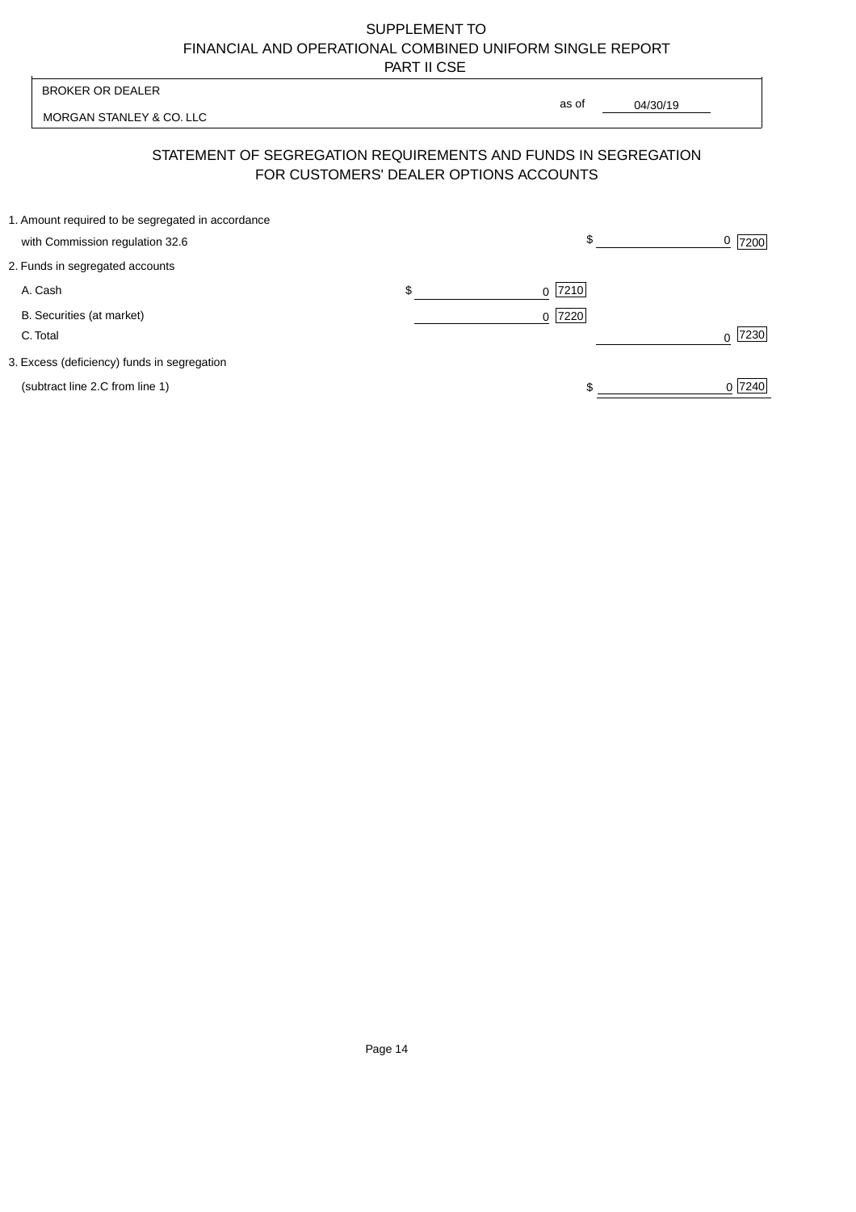SUPPLEMENT TO
FINANCIAL AND OPERATIONAL COMBINED UNIFORM SINGLE REPORT
PART II CSE

BROKER OR DEALER

MORGAN STANLEY & CO. LLC

as of 04/30/19

## STATEMENT OF SEGREGATION REQUIREMENTS AND FUNDS IN SEGREGATION FOR CUSTOMERS' DEALER OPTIONS ACCOUNTS

| | | | | |
|---|---|---|---|---|
| 1. Amount required to be segregated in accordance with Commission regulation 32.6 | | | $ 0 | 7200 |
| 2. Funds in segregated accounts | | | | |
| A. Cash | $ 0 | 7210 | | |
| B. Securities (at market) | 0 | 7220 | | |
| C. Total | | | 0 | 7230 |
| 3. Excess (deficiency) funds in segregation (subtract line 2.C from line 1) | | | $ 0 | 7240 |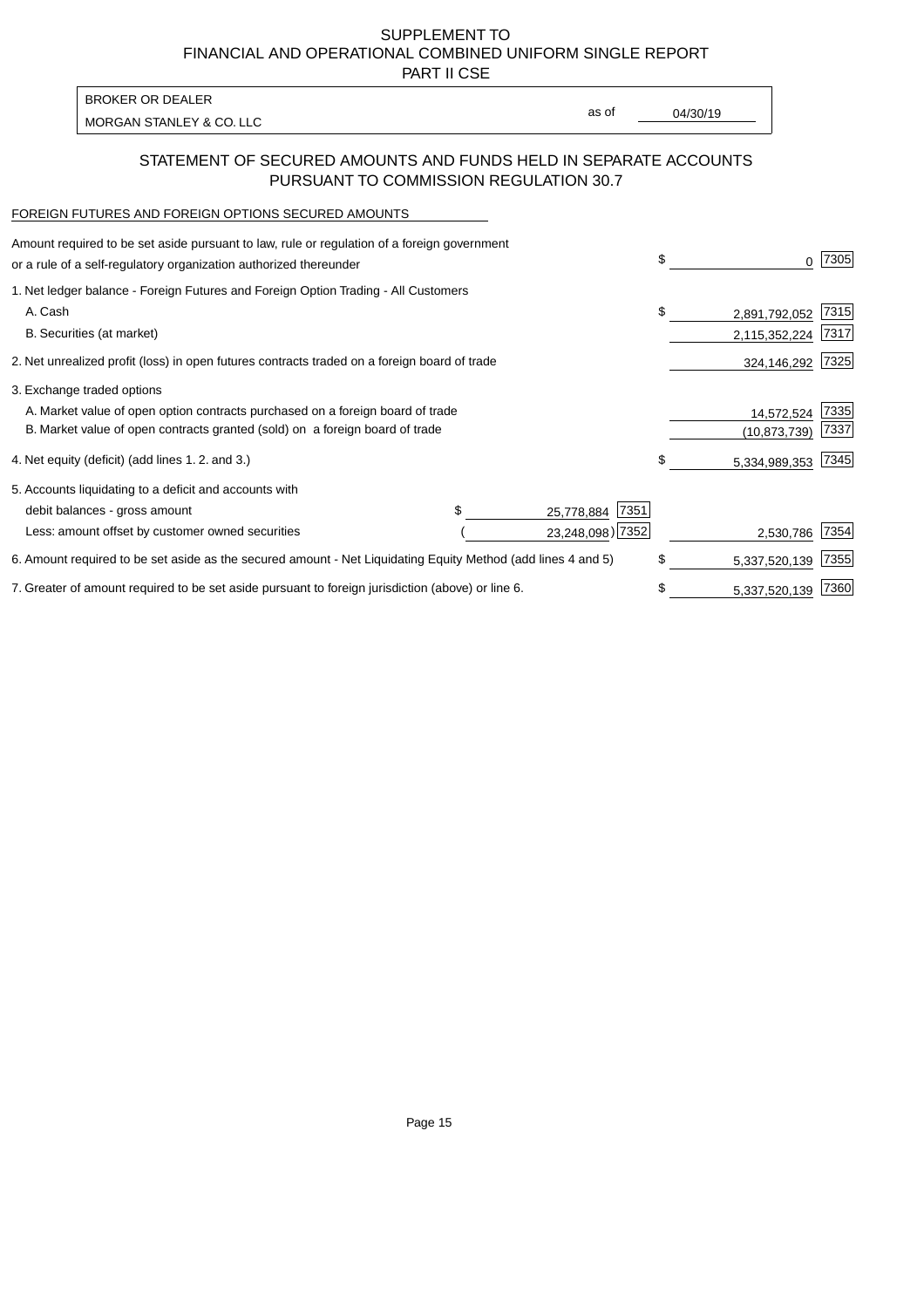SUPPLEMENT TO
FINANCIAL AND OPERATIONAL COMBINED UNIFORM SINGLE REPORT
PART II CSE

BROKER OR DEALER
MORGAN STANLEY & CO. LLC

as of 04/30/19

## STATEMENT OF SECURED AMOUNTS AND FUNDS HELD IN SEPARATE ACCOUNTS PURSUANT TO COMMISSION REGULATION 30.7

FOREIGN FUTURES AND FOREIGN OPTIONS SECURED AMOUNTS

| | | | | |
|---|---|---|---|---|
| Amount required to be set aside pursuant to law, rule or regulation of a foreign government or a rule of a self-regulatory organization authorized thereunder | | | $ 0 | 7305 |
| 1. Net ledger balance - Foreign Futures and Foreign Option Trading - All Customers | | | | |
| A. Cash | | | $ 2,891,792,052 | 7315 |
| B. Securities (at market) | | | 2,115,352,224 | 7317 |
| 2. Net unrealized profit (loss) in open futures contracts traded on a foreign board of trade | | | 324,146,292 | 7325 |
| 3. Exchange traded options | | | | |
| A. Market value of open option contracts purchased on a foreign board of trade | | | 14,572,524 | 7335 |
| B. Market value of open contracts granted (sold) on a foreign board of trade | | | (10,873,739) | 7337 |
| 4. Net equity (deficit) (add lines 1. 2. and 3.) | | | $ 5,334,989,353 | 7345 |
| 5. Accounts liquidating to a deficit and accounts with | | | | |
| debit balances - gross amount | $ 25,778,884 | 7351 | | |
| Less: amount offset by customer owned securities | ( 23,248,098) | 7352 | 2,530,786 | 7354 |
| 6. Amount required to be set aside as the secured amount - Net Liquidating Equity Method (add lines 4 and 5) | | | $ 5,337,520,139 | 7355 |
| 7. Greater of amount required to be set aside pursuant to foreign jurisdiction (above) or line 6. | | | $ 5,337,520,139 | 7360 |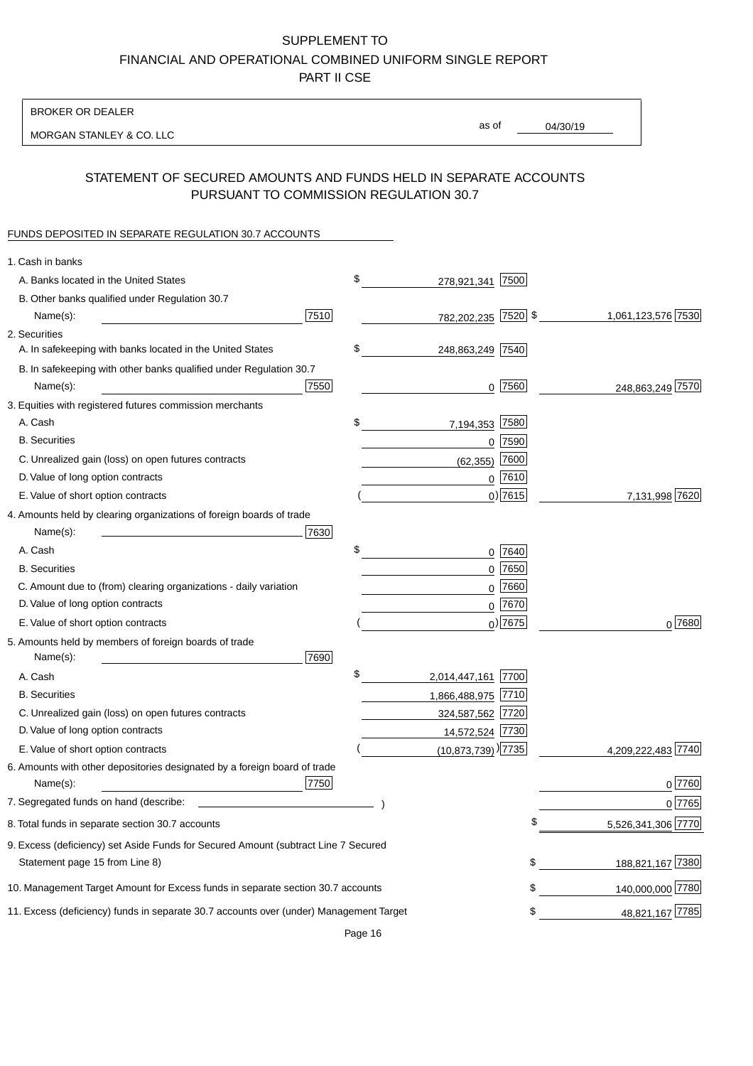SUPPLEMENT TO
FINANCIAL AND OPERATIONAL COMBINED UNIFORM SINGLE REPORT
PART II CSE

BROKER OR DEALER

MORGAN STANLEY & CO. LLC

as of 04/30/19

## STATEMENT OF SECURED AMOUNTS AND FUNDS HELD IN SEPARATE ACCOUNTS PURSUANT TO COMMISSION REGULATION 30.7

FUNDS DEPOSITED IN SEPARATE REGULATION 30.7 ACCOUNTS

| | | | | |
|---|---|---|---|---|
| 1. Cash in banks | | | | |
| A. Banks located in the United States | | $ 278,921,341 7500 | | |
| B. Other banks qualified under Regulation 30.7 | | | | |
| Name(s): | 7510 | 782,202,235 7520 | $ | 1,061,123,576 7530 |
| 2. Securities | | | | |
| A. In safekeeping with banks located in the United States | | $ 248,863,249 7540 | | |
| B. In safekeeping with other banks qualified under Regulation 30.7 | | | | |
| Name(s): | 7550 | 0 7560 | | 248,863,249 7570 |
| 3. Equities with registered futures commission merchants | | | | |
| A. Cash | | $ 7,194,353 7580 | | |
| B. Securities | | 0 7590 | | |
| C. Unrealized gain (loss) on open futures contracts | | (62,355) 7600 | | |
| D. Value of long option contracts | | 0 7610 | | |
| E. Value of short option contracts | | ( 0) 7615 | | 7,131,998 7620 |
| 4. Amounts held by clearing organizations of foreign boards of trade | | | | |
| Name(s): | 7630 | | | |
| A. Cash | | $ 0 7640 | | |
| B. Securities | | 0 7650 | | |
| C. Amount due to (from) clearing organizations - daily variation | | 0 7660 | | |
| D. Value of long option contracts | | 0 7670 | | |
| E. Value of short option contracts | | ( 0) 7675 | | 0 7680 |
| 5. Amounts held by members of foreign boards of trade | | | | |
| Name(s): | 7690 | | | |
| A. Cash | | $ 2,014,447,161 7700 | | |
| B. Securities | | 1,866,488,975 7710 | | |
| C. Unrealized gain (loss) on open futures contracts | | 324,587,562 7720 | | |
| D. Value of long option contracts | | 14,572,524 7730 | | |
| E. Value of short option contracts | | ( (10,873,739) ) 7735 | | 4,209,222,483 7740 |
| 6. Amounts with other depositories designated by a foreign board of trade | | | | |
| Name(s): | 7750 | | | 0 7760 |
| 7. Segregated funds on hand (describe: ) | | | | 0 7765 |
| 8. Total funds in separate section 30.7 accounts | | | $ | 5,526,341,306 7770 |
| 9. Excess (deficiency) set Aside Funds for Secured Amount (subtract Line 7 Secured Statement page 15 from Line 8) | | | $ | 188,821,167 7380 |
| 10. Management Target Amount for Excess funds in separate section 30.7 accounts | | | $ | 140,000,000 7780 |
| 11. Excess (deficiency) funds in separate 30.7 accounts over (under) Management Target | | | $ | 48,821,167 7785 |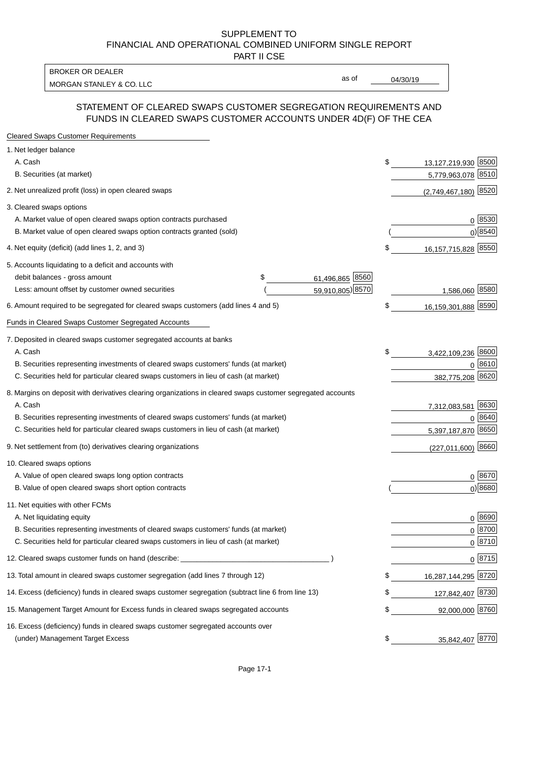SUPPLEMENT TO
FINANCIAL AND OPERATIONAL COMBINED UNIFORM SINGLE REPORT
PART II CSE

| | | |
|---|---|---|
| BROKER OR DEALER<br>MORGAN STANLEY & CO. LLC | as of | 04/30/19 |

## STATEMENT OF CLEARED SWAPS CUSTOMER SEGREGATION REQUIREMENTS AND FUNDS IN CLEARED SWAPS CUSTOMER ACCOUNTS UNDER 4D(F) OF THE CEA

| | | | | |
|---|---|---|---|---|
| **Cleared Swaps Customer Requirements** | | | | |
| 1. Net ledger balance | | | | |
| A. Cash | | | $ 13,127,219,930 | 8500 |
| B. Securities (at market) | | | 5,779,963,078 | 8510 |
| 2. Net unrealized profit (loss) in open cleared swaps | | | (2,749,467,180) | 8520 |
| 3. Cleared swaps options | | | | |
| A. Market value of open cleared swaps option contracts purchased | | | 0 | 8530 |
| B. Market value of open cleared swaps option contracts granted (sold) | | | ( 0) | 8540 |
| 4. Net equity (deficit) (add lines 1, 2, and 3) | | | $ 16,157,715,828 | 8550 |
| 5. Accounts liquidating to a deficit and accounts with | | | | |
| debit balances - gross amount | $ 61,496,865 | 8560 | | |
| Less: amount offset by customer owned securities | ( 59,910,805) | 8570 | 1,586,060 | 8580 |
| 6. Amount required to be segregated for cleared swaps customers (add lines 4 and 5) | | | $ 16,159,301,888 | 8590 |
| **Funds in Cleared Swaps Customer Segregated Accounts** | | | | |
| 7. Deposited in cleared swaps customer segregated accounts at banks | | | | |
| A. Cash | | | $ 3,422,109,236 | 8600 |
| B. Securities representing investments of cleared swaps customers' funds (at market) | | | 0 | 8610 |
| C. Securities held for particular cleared swaps customers in lieu of cash (at market) | | | 382,775,208 | 8620 |
| 8. Margins on deposit with derivatives clearing organizations in cleared swaps customer segregated accounts | | | | |
| A. Cash | | | 7,312,083,581 | 8630 |
| B. Securities representing investments of cleared swaps customers' funds (at market) | | | 0 | 8640 |
| C. Securities held for particular cleared swaps customers in lieu of cash (at market) | | | 5,397,187,870 | 8650 |
| 9. Net settlement from (to) derivatives clearing organizations | | | (227,011,600) | 8660 |
| 10. Cleared swaps options | | | | |
| A. Value of open cleared swaps long option contracts | | | 0 | 8670 |
| B. Value of open cleared swaps short option contracts | | | ( 0) | 8680 |
| 11. Net equities with other FCMs | | | | |
| A. Net liquidating equity | | | 0 | 8690 |
| B. Securities representing investments of cleared swaps customers' funds (at market) | | | 0 | 8700 |
| C. Securities held for particular cleared swaps customers in lieu of cash (at market) | | | 0 | 8710 |
| 12. Cleared swaps customer funds on hand (describe: _______________ ) | | | 0 | 8715 |
| 13. Total amount in cleared swaps customer segregation (add lines 7 through 12) | | | $ 16,287,144,295 | 8720 |
| 14. Excess (deficiency) funds in cleared swaps customer segregation (subtract line 6 from line 13) | | | $ 127,842,407 | 8730 |
| 15. Management Target Amount for Excess funds in cleared swaps segregated accounts | | | $ 92,000,000 | 8760 |
| 16. Excess (deficiency) funds in cleared swaps customer segregated accounts over (under) Management Target Excess | | | $ 35,842,407 | 8770 |